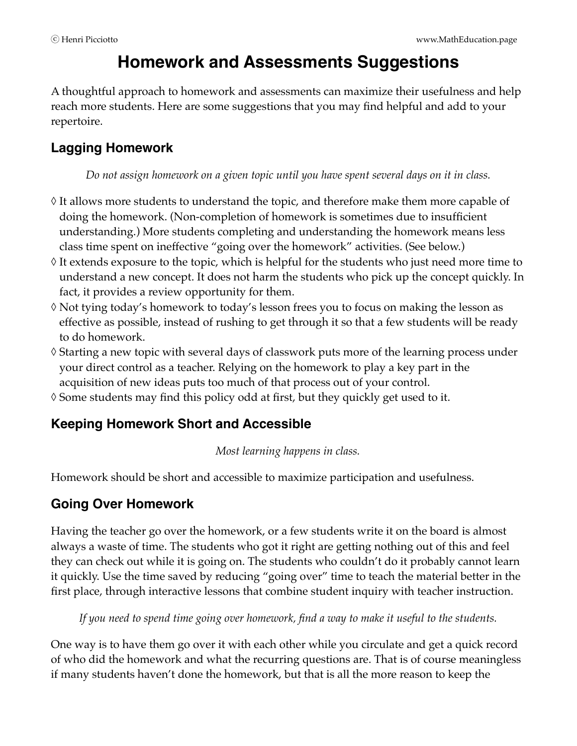# Homework and Assessments Suggestions

A thoughtful approach to homework and assessments can maximize their usefulness and help reach more students. Here are some suggestions that you may find helpful and add to your repertoire.

## Lagging Homework

*Do not assign homework on a given topic until you have spent several days on it in class.*

◊ It allows more students to understand the topic, and therefore make them more capable of doing the homework. (Non-completion of homework is sometimes due to insufficient understanding.) More students completing and understanding the homework means less class time spent on ineffective "going over the homework" activities. (See below.)

◊ It extends exposure to the topic, which is helpful for the students who just need more time to understand a new concept. It does not harm the students who pick up the concept quickly. In fact, it provides a review opportunity for them.

◊ Not tying today's homework to today's lesson frees you to focus on making the lesson as effective as possible, instead of rushing to get through it so that a few students will be ready to do homework.

◊ Starting a new topic with several days of classwork puts more of the learning process under your direct control as a teacher. Relying on the homework to play a key part in the acquisition of new ideas puts too much of that process out of your control.

◊ Some students may find this policy odd at first, but they quickly get used to it.

## Keeping Homework Short and Accessible

*Most learning happens in class.*

Homework should be short and accessible to maximize participation and usefulness.

## Going Over Homework

Having the teacher go over the homework, or a few students write it on the board is almost always a waste of time. The students who got it right are getting nothing out of this and feel they can check out while it is going on. The students who couldn't do it probably cannot learn it quickly. Use the time saved by reducing "going over" time to teach the material better in the first place, through interactive lessons that combine student inquiry with teacher instruction.

*If you need to spend time going over homework, find a way to make it useful to the students.*

One way is to have them go over it with each other while you circulate and get a quick record of who did the homework and what the recurring questions are. That is of course meaningless if many students haven't done the homework, but that is all the more reason to keep the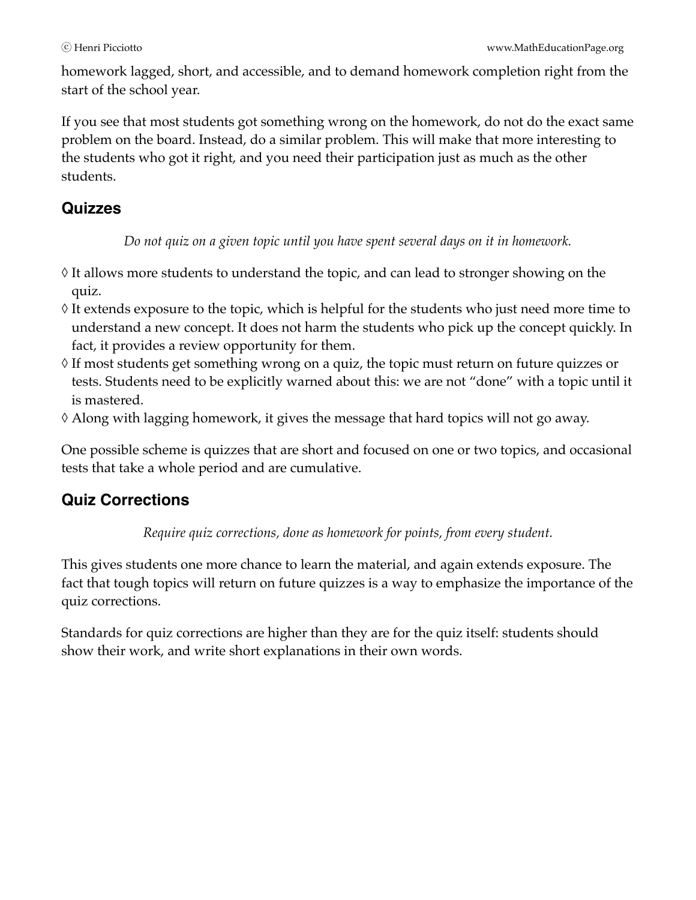homework lagged, short, and accessible, and to demand homework completion right from the start of the school year.

If you see that most students got something wrong on the homework, do not do the exact same problem on the board. Instead, do a similar problem. This will make that more interesting to the students who got it right, and you need their participation just as much as the other students.

## Quizzes

*Do not quiz on a given topic until you have spent several days on it in homework.*

◊ It allows more students to understand the topic, and can lead to stronger showing on the quiz.
◊ It extends exposure to the topic, which is helpful for the students who just need more time to understand a new concept. It does not harm the students who pick up the concept quickly. In fact, it provides a review opportunity for them.
◊ If most students get something wrong on a quiz, the topic must return on future quizzes or tests. Students need to be explicitly warned about this: we are not "done" with a topic until it is mastered.
◊ Along with lagging homework, it gives the message that hard topics will not go away.

One possible scheme is quizzes that are short and focused on one or two topics, and occasional tests that take a whole period and are cumulative.

## Quiz Corrections

*Require quiz corrections, done as homework for points, from every student.*

This gives students one more chance to learn the material, and again extends exposure. The fact that tough topics will return on future quizzes is a way to emphasize the importance of the quiz corrections.

Standards for quiz corrections are higher than they are for the quiz itself: students should show their work, and write short explanations in their own words.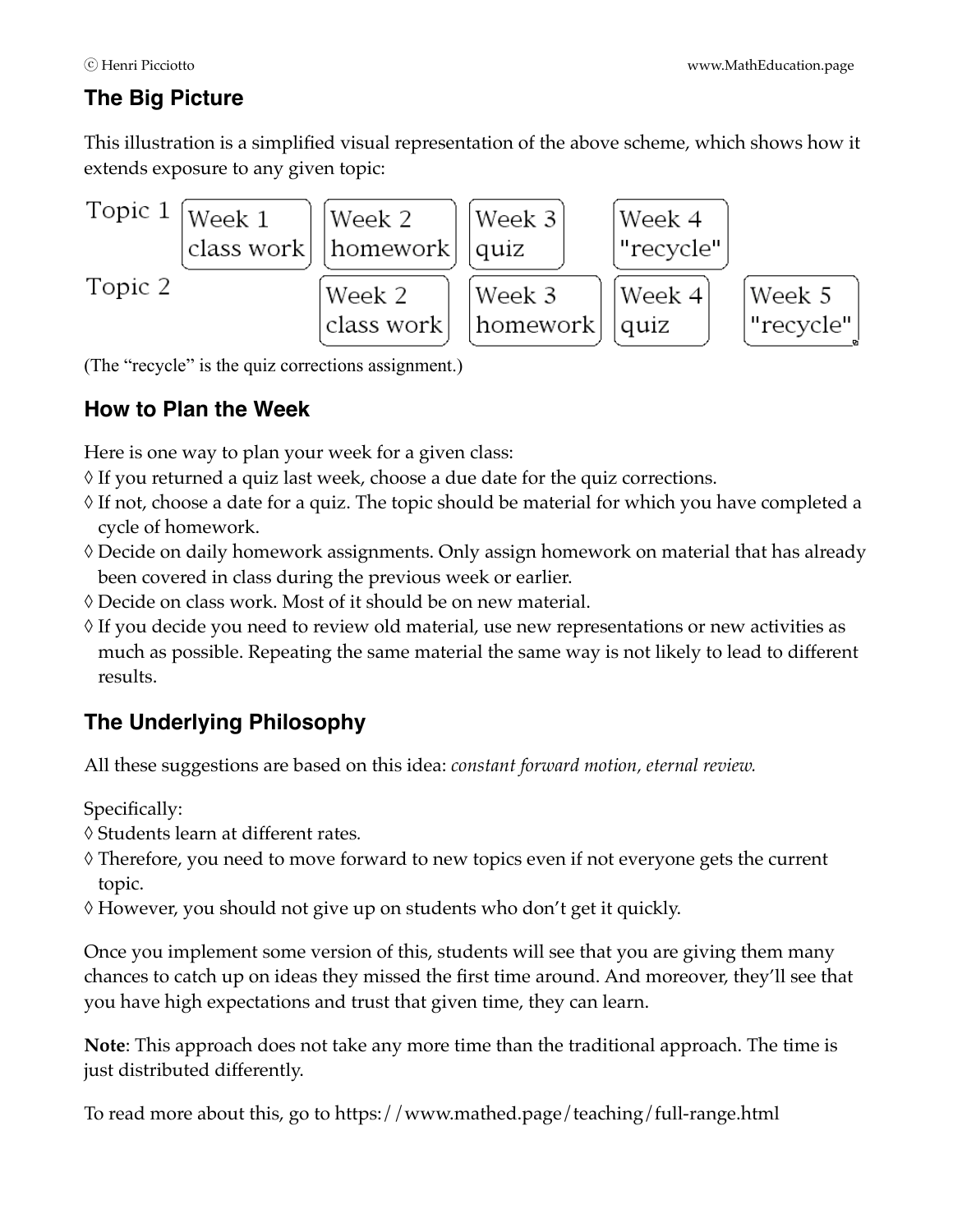## The Big Picture

This illustration is a simplified visual representation of the above scheme, which shows how it extends exposure to any given topic:

| | | | | | |
|---|---|---|---|---|---|
| Topic 1 | Week 1 class work | Week 2 homework | Week 3 quiz | Week 4 "recycle" | |
| Topic 2 | | Week 2 class work | Week 3 homework | Week 4 quiz | Week 5 "recycle" |

(The "recycle" is the quiz corrections assignment.)

## How to Plan the Week

Here is one way to plan your week for a given class:

◊ If you returned a quiz last week, choose a due date for the quiz corrections.
◊ If not, choose a date for a quiz. The topic should be material for which you have completed a cycle of homework.
◊ Decide on daily homework assignments. Only assign homework on material that has already been covered in class during the previous week or earlier.
◊ Decide on class work. Most of it should be on new material.
◊ If you decide you need to review old material, use new representations or new activities as much as possible. Repeating the same material the same way is not likely to lead to different results.

## The Underlying Philosophy

All these suggestions are based on this idea: *constant forward motion, eternal review.*

Specifically:

◊ Students learn at different rates.
◊ Therefore, you need to move forward to new topics even if not everyone gets the current topic.
◊ However, you should not give up on students who don't get it quickly.

Once you implement some version of this, students will see that you are giving them many chances to catch up on ideas they missed the first time around. And moreover, they'll see that you have high expectations and trust that given time, they can learn.

**Note**: This approach does not take any more time than the traditional approach. The time is just distributed differently.

To read more about this, go to https://www.mathed.page/teaching/full-range.html